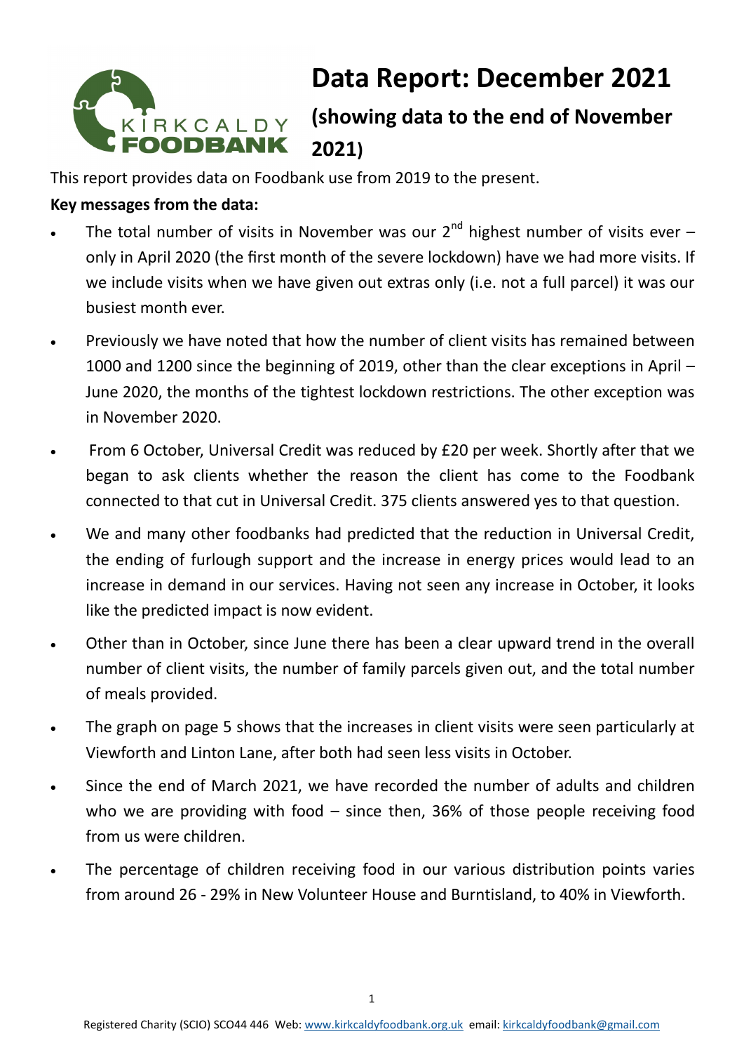# Data Report: December 2021

## (showing data to the end of November 2021)

This report provides data on Foodbank use from 2019 to the present.

**Key messages from the data:**

- The total number of visits in November was our 2nd highest number of visits ever – only in April 2020 (the first month of the severe lockdown) have we had more visits. If we include visits when we have given out extras only (i.e. not a full parcel) it was our busiest month ever.
- Previously we have noted that how the number of client visits has remained between 1000 and 1200 since the beginning of 2019, other than the clear exceptions in April – June 2020, the months of the tightest lockdown restrictions. The other exception was in November 2020.
- From 6 October, Universal Credit was reduced by £20 per week. Shortly after that we began to ask clients whether the reason the client has come to the Foodbank connected to that cut in Universal Credit. 375 clients answered yes to that question.
- We and many other foodbanks had predicted that the reduction in Universal Credit, the ending of furlough support and the increase in energy prices would lead to an increase in demand in our services. Having not seen any increase in October, it looks like the predicted impact is now evident.
- Other than in October, since June there has been a clear upward trend in the overall number of client visits, the number of family parcels given out, and the total number of meals provided.
- The graph on page 5 shows that the increases in client visits were seen particularly at Viewforth and Linton Lane, after both had seen less visits in October.
- Since the end of March 2021, we have recorded the number of adults and children who we are providing with food – since then, 36% of those people receiving food from us were children.
- The percentage of children receiving food in our various distribution points varies from around 26 - 29% in New Volunteer House and Burntisland, to 40% in Viewforth.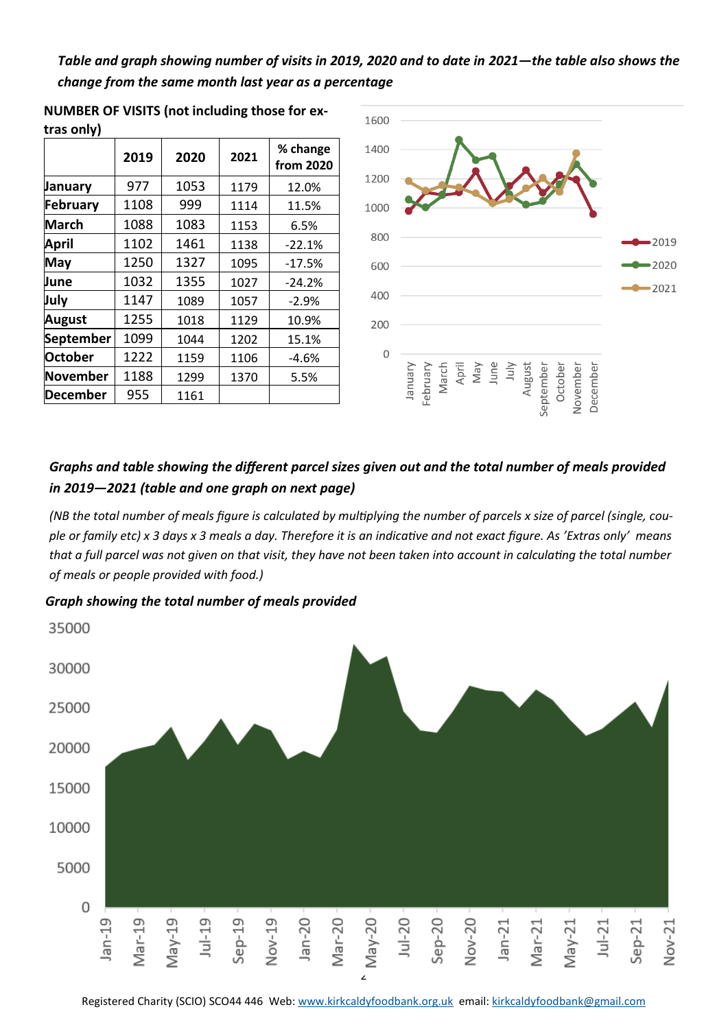*Table and graph showing number of visits in 2019, 2020 and to date in 2021—the table also shows the change from the same month last year as a percentage*

**NUMBER OF VISITS (not including those for extras only)**

| | 2019 | 2020 | 2021 | % change from 2020 |
|---|---|---|---|---|
| January | 977 | 1053 | 1179 | 12.0% |
| February | 1108 | 999 | 1114 | 11.5% |
| March | 1088 | 1083 | 1153 | 6.5% |
| April | 1102 | 1461 | 1138 | -22.1% |
| May | 1250 | 1327 | 1095 | -17.5% |
| June | 1032 | 1355 | 1027 | -24.2% |
| July | 1147 | 1089 | 1057 | -2.9% |
| August | 1255 | 1018 | 1129 | 10.9% |
| September | 1099 | 1044 | 1202 | 15.1% |
| October | 1222 | 1159 | 1106 | -4.6% |
| November | 1188 | 1299 | 1370 | 5.5% |
| December | 955 | 1161 | | |

*Graphs and table showing the different parcel sizes given out and the total number of meals provided in 2019—2021 (table and one graph on next page)*

*(NB the total number of meals figure is calculated by multiplying the number of parcels x size of parcel (single, couple or family etc) x 3 days x 3 meals a day. Therefore it is an indicative and not exact figure. As 'Extras only' means that a full parcel was not given on that visit, they have not been taken into account in calculating the total number of meals or people provided with food.)*

*Graph showing the total number of meals provided*

Registered Charity (SCIO) SCO44 446 Web: www.kirkcaldyfoodbank.org.uk email: kirkcaldyfoodbank@gmail.com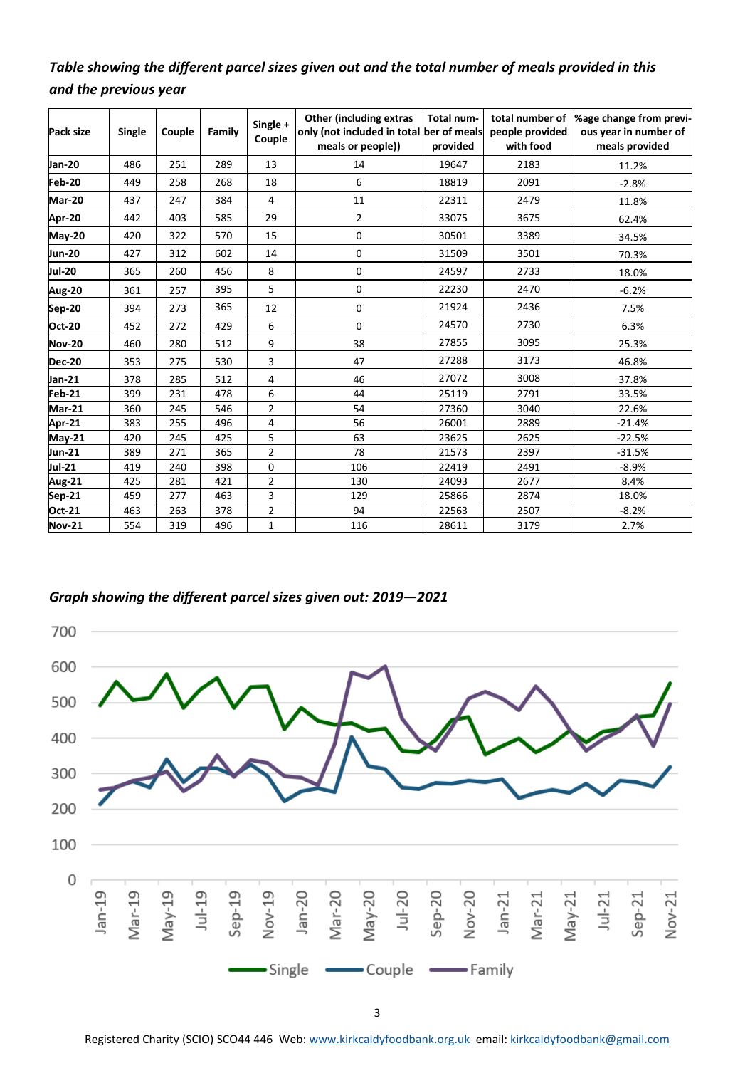*Table showing the different parcel sizes given out and the total number of meals provided in this and the previous year*

| Pack size | Single | Couple | Family | Single + Couple | Other (including extras only (not included in total meals or people)) | Total number of meals provided | total number of people provided with food | %age change from previous year in number of meals provided |
|---|---|---|---|---|---|---|---|---|
| Jan-20 | 486 | 251 | 289 | 13 | 14 | 19647 | 2183 | 11.2% |
| Feb-20 | 449 | 258 | 268 | 18 | 6 | 18819 | 2091 | -2.8% |
| Mar-20 | 437 | 247 | 384 | 4 | 11 | 22311 | 2479 | 11.8% |
| Apr-20 | 442 | 403 | 585 | 29 | 2 | 33075 | 3675 | 62.4% |
| May-20 | 420 | 322 | 570 | 15 | 0 | 30501 | 3389 | 34.5% |
| Jun-20 | 427 | 312 | 602 | 14 | 0 | 31509 | 3501 | 70.3% |
| Jul-20 | 365 | 260 | 456 | 8 | 0 | 24597 | 2733 | 18.0% |
| Aug-20 | 361 | 257 | 395 | 5 | 0 | 22230 | 2470 | -6.2% |
| Sep-20 | 394 | 273 | 365 | 12 | 0 | 21924 | 2436 | 7.5% |
| Oct-20 | 452 | 272 | 429 | 6 | 0 | 24570 | 2730 | 6.3% |
| Nov-20 | 460 | 280 | 512 | 9 | 38 | 27855 | 3095 | 25.3% |
| Dec-20 | 353 | 275 | 530 | 3 | 47 | 27288 | 3173 | 46.8% |
| Jan-21 | 378 | 285 | 512 | 4 | 46 | 27072 | 3008 | 37.8% |
| Feb-21 | 399 | 231 | 478 | 6 | 44 | 25119 | 2791 | 33.5% |
| Mar-21 | 360 | 245 | 546 | 2 | 54 | 27360 | 3040 | 22.6% |
| Apr-21 | 383 | 255 | 496 | 4 | 56 | 26001 | 2889 | -21.4% |
| May-21 | 420 | 245 | 425 | 5 | 63 | 23625 | 2625 | -22.5% |
| Jun-21 | 389 | 271 | 365 | 2 | 78 | 21573 | 2397 | -31.5% |
| Jul-21 | 419 | 240 | 398 | 0 | 106 | 22419 | 2491 | -8.9% |
| Aug-21 | 425 | 281 | 421 | 2 | 130 | 24093 | 2677 | 8.4% |
| Sep-21 | 459 | 277 | 463 | 3 | 129 | 25866 | 2874 | 18.0% |
| Oct-21 | 463 | 263 | 378 | 2 | 94 | 22563 | 2507 | -8.2% |
| Nov-21 | 554 | 319 | 496 | 1 | 116 | 28611 | 3179 | 2.7% |

*Graph showing the different parcel sizes given out: 2019—2021*

Registered Charity (SCIO) SCO44 446 Web: www.kirkcaldyfoodbank.org.uk email: kirkcaldyfoodbank@gmail.com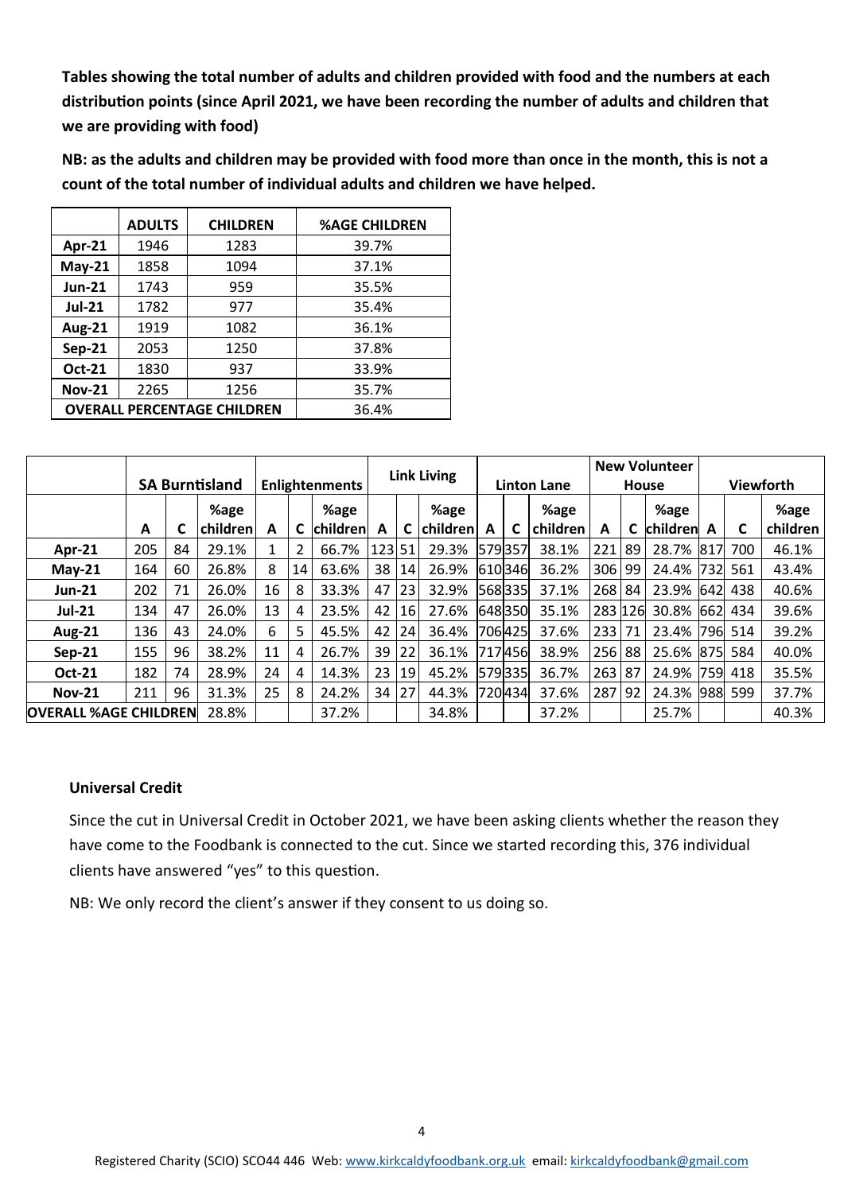**Tables showing the total number of adults and children provided with food and the numbers at each distribution points (since April 2021, we have been recording the number of adults and children that we are providing with food)**

**NB: as the adults and children may be provided with food more than once in the month, this is not a count of the total number of individual adults and children we have helped.**

| | ADULTS | CHILDREN | %AGE CHILDREN |
|---|---|---|---|
| **Apr-21** | 1946 | 1283 | 39.7% |
| **May-21** | 1858 | 1094 | 37.1% |
| **Jun-21** | 1743 | 959 | 35.5% |
| **Jul-21** | 1782 | 977 | 35.4% |
| **Aug-21** | 1919 | 1082 | 36.1% |
| **Sep-21** | 2053 | 1250 | 37.8% |
| **Oct-21** | 1830 | 937 | 33.9% |
| **Nov-21** | 2265 | 1256 | 35.7% |
| **OVERALL PERCENTAGE CHILDREN** | | | 36.4% |

| | **SA Burntisland** | | | **Enlightenments** | | | **Link Living** | | | **Linton Lane** | | | **New Volunteer House** | | | **Viewforth** | | |
|---|---|---|---|---|---|---|---|---|---|---|---|---|---|---|---|---|---|---|
| | **A** | **C** | **%age children** | **A** | **C** | **%age children** | **A** | **C** | **%age children** | **A** | **C** | **%age children** | **A** | **C** | **%age children** | **A** | **C** | **%age children** |
| **Apr-21** | 205 | 84 | 29.1% | 1 | 2 | 66.7% | 123 | 51 | 29.3% | 579 | 357 | 38.1% | 221 | 89 | 28.7% | 817 | 700 | 46.1% |
| **May-21** | 164 | 60 | 26.8% | 8 | 14 | 63.6% | 38 | 14 | 26.9% | 610 | 346 | 36.2% | 306 | 99 | 24.4% | 732 | 561 | 43.4% |
| **Jun-21** | 202 | 71 | 26.0% | 16 | 8 | 33.3% | 47 | 23 | 32.9% | 568 | 335 | 37.1% | 268 | 84 | 23.9% | 642 | 438 | 40.6% |
| **Jul-21** | 134 | 47 | 26.0% | 13 | 4 | 23.5% | 42 | 16 | 27.6% | 648 | 350 | 35.1% | 283 | 126 | 30.8% | 662 | 434 | 39.6% |
| **Aug-21** | 136 | 43 | 24.0% | 6 | 5 | 45.5% | 42 | 24 | 36.4% | 706 | 425 | 37.6% | 233 | 71 | 23.4% | 796 | 514 | 39.2% |
| **Sep-21** | 155 | 96 | 38.2% | 11 | 4 | 26.7% | 39 | 22 | 36.1% | 717 | 456 | 38.9% | 256 | 88 | 25.6% | 875 | 584 | 40.0% |
| **Oct-21** | 182 | 74 | 28.9% | 24 | 4 | 14.3% | 23 | 19 | 45.2% | 579 | 335 | 36.7% | 263 | 87 | 24.9% | 759 | 418 | 35.5% |
| **Nov-21** | 211 | 96 | 31.3% | 25 | 8 | 24.2% | 34 | 27 | 44.3% | 720 | 434 | 37.6% | 287 | 92 | 24.3% | 988 | 599 | 37.7% |
| **OVERALL %AGE CHILDREN** | | | 28.8% | | | 37.2% | | | 34.8% | | | 37.2% | | | 25.7% | | | 40.3% |

**Universal Credit**

Since the cut in Universal Credit in October 2021, we have been asking clients whether the reason they have come to the Foodbank is connected to the cut. Since we started recording this, 376 individual clients have answered "yes" to this question.

NB: We only record the client's answer if they consent to us doing so.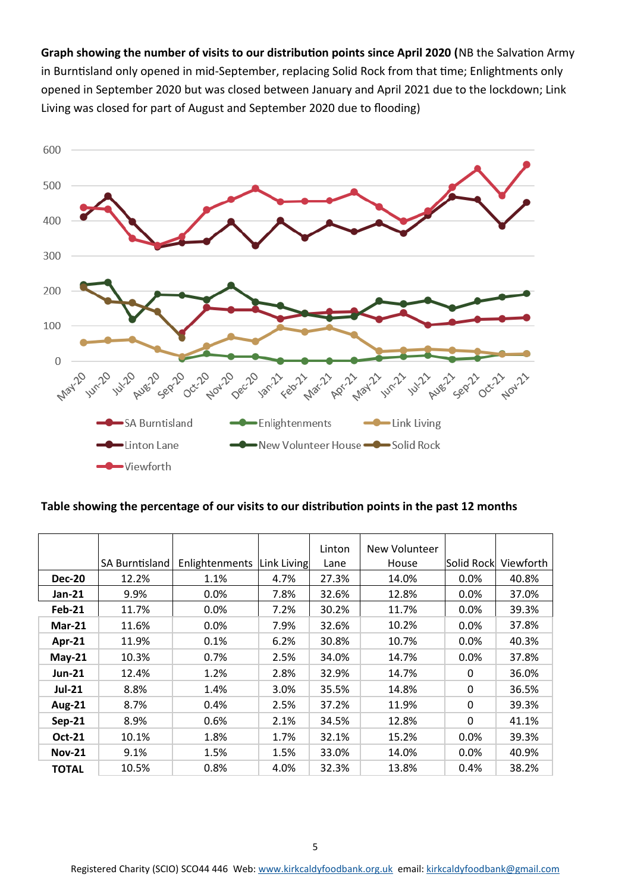**Graph showing the number of visits to our distribution points since April 2020 (**NB the Salvation Army in Burntisland only opened in mid-September, replacing Solid Rock from that time; Enlightments only opened in September 2020 but was closed between January and April 2021 due to the lockdown; Link Living was closed for part of August and September 2020 due to flooding)

600
500
400
300
200
100
0

May-20 Jun-20 Jul-20 Aug-20 Sep-20 Oct-20 Nov-20 Dec-20 Jan-21 Feb-21 Mar-21 Apr-21 May-21 Jun-21 Jul-21 Aug-21 Sep-21 Oct-21 Nov-21

SA Burntisland
Enlightenments
Link Living
Linton Lane
New Volunteer House
Solid Rock
Viewforth

**Table showing the percentage of our visits to our distribution points in the past 12 months**

| | SA Burntisland | Enlightenments | Link Living | Linton Lane | New Volunteer House | Solid Rock | Viewforth |
|---|---|---|---|---|---|---|---|
| **Dec-20** | 12.2% | 1.1% | 4.7% | 27.3% | 14.0% | 0.0% | 40.8% |
| **Jan-21** | 9.9% | 0.0% | 7.8% | 32.6% | 12.8% | 0.0% | 37.0% |
| **Feb-21** | 11.7% | 0.0% | 7.2% | 30.2% | 11.7% | 0.0% | 39.3% |
| **Mar-21** | 11.6% | 0.0% | 7.9% | 32.6% | 10.2% | 0.0% | 37.8% |
| **Apr-21** | 11.9% | 0.1% | 6.2% | 30.8% | 10.7% | 0.0% | 40.3% |
| **May-21** | 10.3% | 0.7% | 2.5% | 34.0% | 14.7% | 0.0% | 37.8% |
| **Jun-21** | 12.4% | 1.2% | 2.8% | 32.9% | 14.7% | 0 | 36.0% |
| **Jul-21** | 8.8% | 1.4% | 3.0% | 35.5% | 14.8% | 0 | 36.5% |
| **Aug-21** | 8.7% | 0.4% | 2.5% | 37.2% | 11.9% | 0 | 39.3% |
| **Sep-21** | 8.9% | 0.6% | 2.1% | 34.5% | 12.8% | 0 | 41.1% |
| **Oct-21** | 10.1% | 1.8% | 1.7% | 32.1% | 15.2% | 0.0% | 39.3% |
| **Nov-21** | 9.1% | 1.5% | 1.5% | 33.0% | 14.0% | 0.0% | 40.9% |
| **TOTAL** | 10.5% | 0.8% | 4.0% | 32.3% | 13.8% | 0.4% | 38.2% |

Registered Charity (SCIO) SCO44 446 Web: www.kirkcaldyfoodbank.org.uk email: kirkcaldyfoodbank@gmail.com